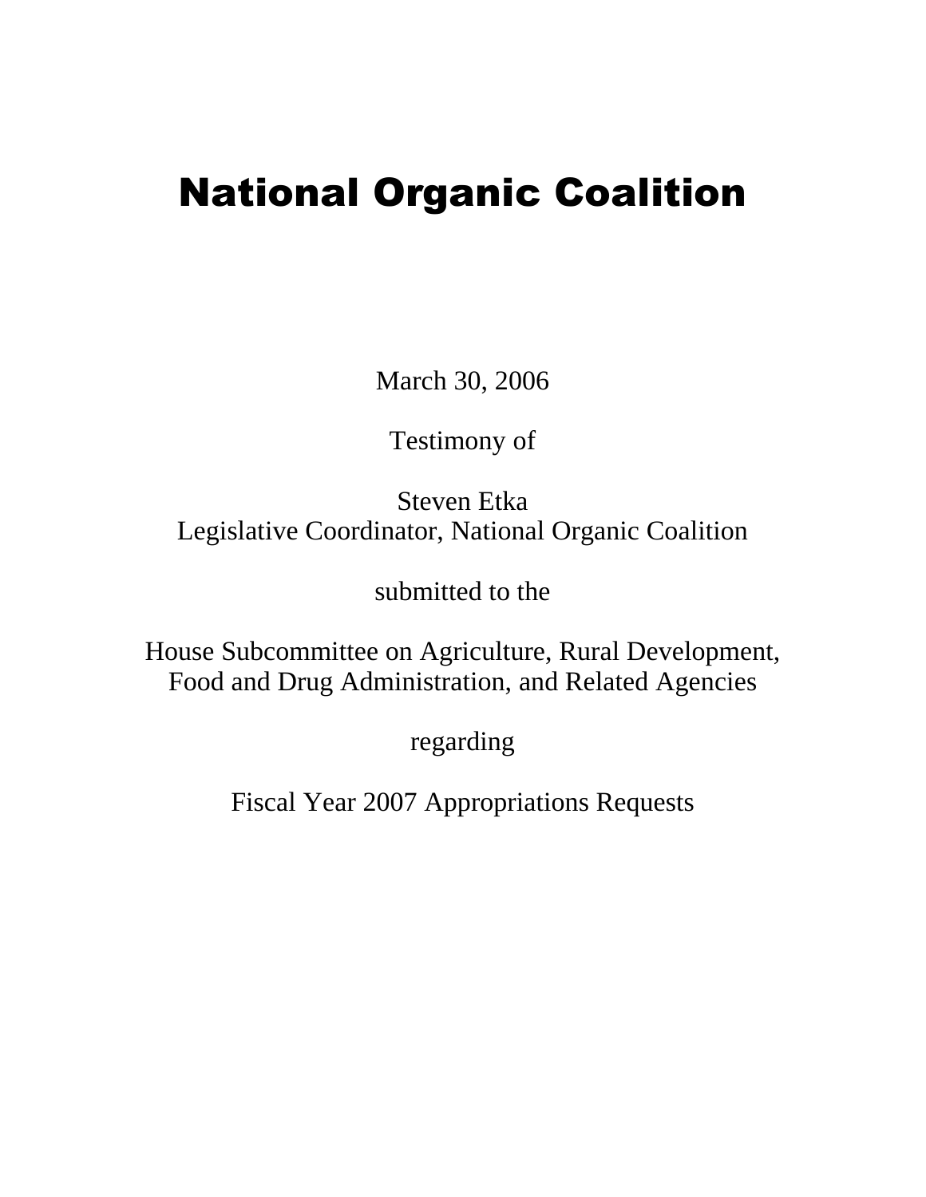# National Organic Coalition

March 30, 2006

Testimony of

Steven Etka
Legislative Coordinator, National Organic Coalition

submitted to the

House Subcommittee on Agriculture, Rural Development,
Food and Drug Administration, and Related Agencies

regarding

Fiscal Year 2007 Appropriations Requests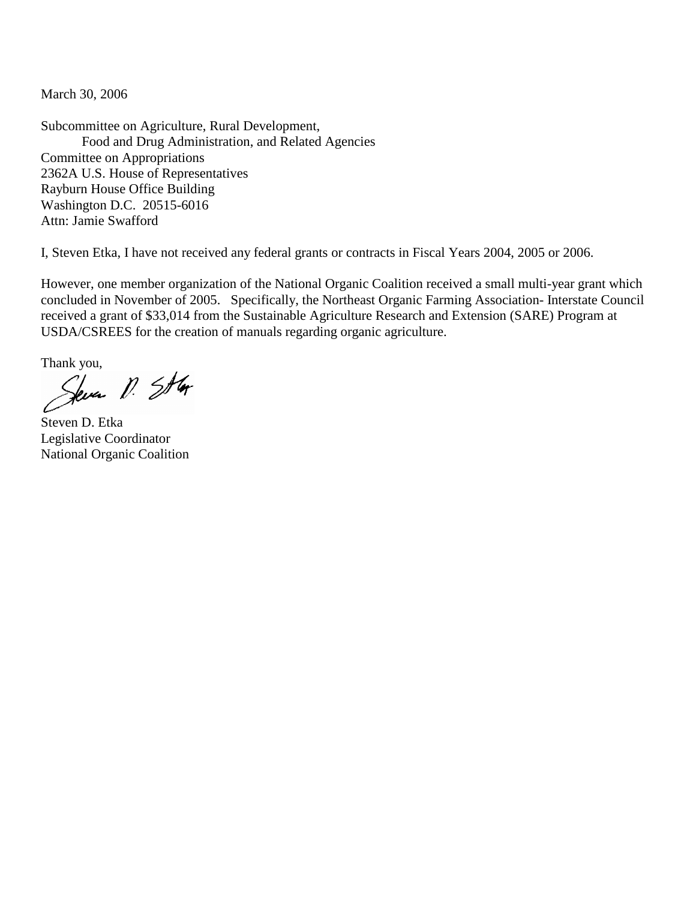March 30, 2006

Subcommittee on Agriculture, Rural Development,
Food and Drug Administration, and Related Agencies
Committee on Appropriations
2362A U.S. House of Representatives
Rayburn House Office Building
Washington D.C. 20515-6016
Attn: Jamie Swafford

I, Steven Etka, I have not received any federal grants or contracts in Fiscal Years 2004, 2005 or 2006.

However, one member organization of the National Organic Coalition received a small multi-year grant which concluded in November of 2005. Specifically, the Northeast Organic Farming Association- Interstate Council received a grant of $33,014 from the Sustainable Agriculture Research and Extension (SARE) Program at USDA/CSREES for the creation of manuals regarding organic agriculture.

Thank you,

Steven D. Etka
Legislative Coordinator
National Organic Coalition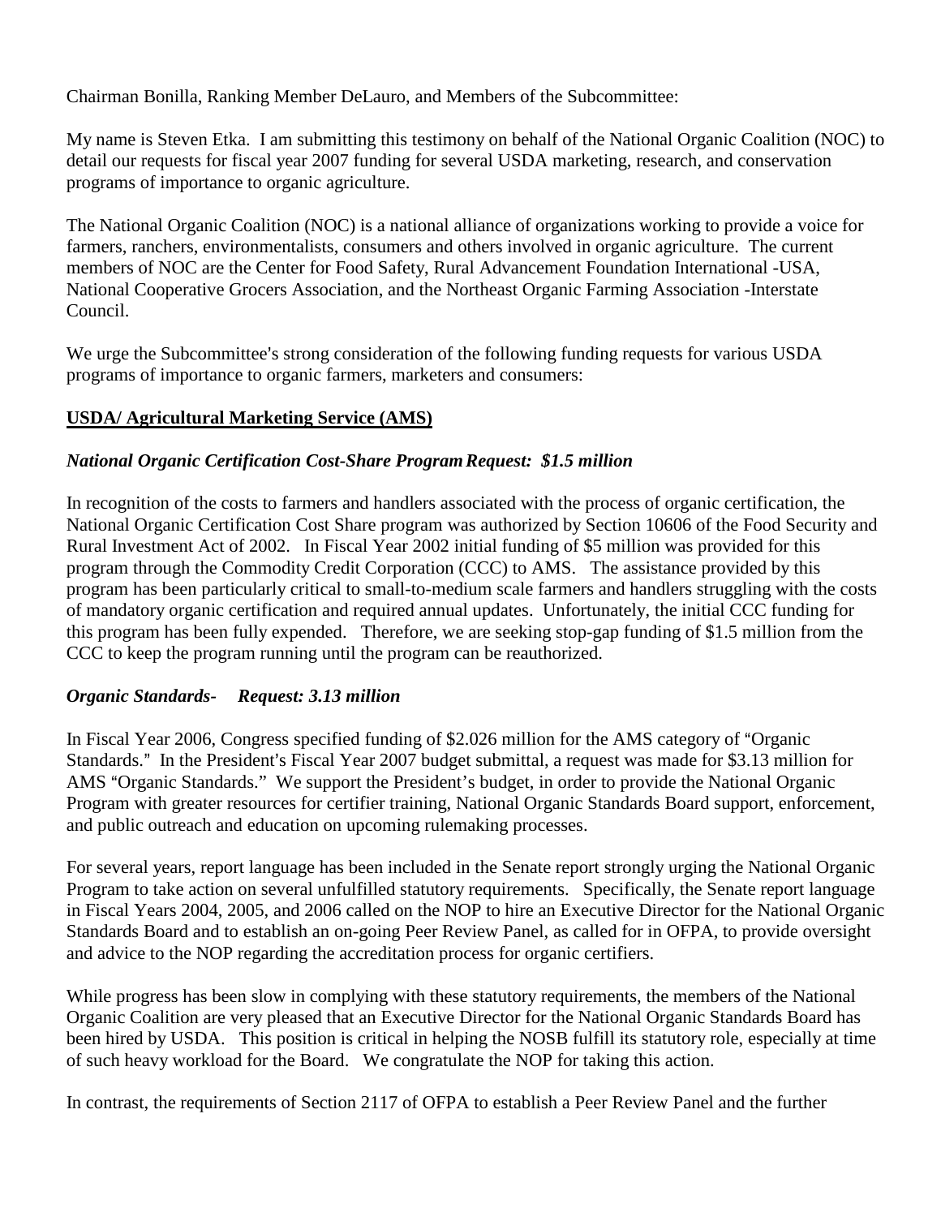Chairman Bonilla, Ranking Member DeLauro, and Members of the Subcommittee:

My name is Steven Etka. I am submitting this testimony on behalf of the National Organic Coalition (NOC) to detail our requests for fiscal year 2007 funding for several USDA marketing, research, and conservation programs of importance to organic agriculture.

The National Organic Coalition (NOC) is a national alliance of organizations working to provide a voice for farmers, ranchers, environmentalists, consumers and others involved in organic agriculture. The current members of NOC are the Center for Food Safety, Rural Advancement Foundation International -USA, National Cooperative Grocers Association, and the Northeast Organic Farming Association -Interstate Council.

We urge the Subcommittee's strong consideration of the following funding requests for various USDA programs of importance to organic farmers, marketers and consumers:

**USDA/ Agricultural Marketing Service (AMS)**

***National Organic Certification Cost-Share Program Request: $1.5 million***

In recognition of the costs to farmers and handlers associated with the process of organic certification, the National Organic Certification Cost Share program was authorized by Section 10606 of the Food Security and Rural Investment Act of 2002. In Fiscal Year 2002 initial funding of $5 million was provided for this program through the Commodity Credit Corporation (CCC) to AMS. The assistance provided by this program has been particularly critical to small-to-medium scale farmers and handlers struggling with the costs of mandatory organic certification and required annual updates. Unfortunately, the initial CCC funding for this program has been fully expended. Therefore, we are seeking stop-gap funding of $1.5 million from the CCC to keep the program running until the program can be reauthorized.

***Organic Standards- Request: 3.13 million***

In Fiscal Year 2006, Congress specified funding of $2.026 million for the AMS category of "Organic Standards." In the President's Fiscal Year 2007 budget submittal, a request was made for $3.13 million for AMS "Organic Standards." We support the President's budget, in order to provide the National Organic Program with greater resources for certifier training, National Organic Standards Board support, enforcement, and public outreach and education on upcoming rulemaking processes.

For several years, report language has been included in the Senate report strongly urging the National Organic Program to take action on several unfulfilled statutory requirements. Specifically, the Senate report language in Fiscal Years 2004, 2005, and 2006 called on the NOP to hire an Executive Director for the National Organic Standards Board and to establish an on-going Peer Review Panel, as called for in OFPA, to provide oversight and advice to the NOP regarding the accreditation process for organic certifiers.

While progress has been slow in complying with these statutory requirements, the members of the National Organic Coalition are very pleased that an Executive Director for the National Organic Standards Board has been hired by USDA. This position is critical in helping the NOSB fulfill its statutory role, especially at time of such heavy workload for the Board. We congratulate the NOP for taking this action.

In contrast, the requirements of Section 2117 of OFPA to establish a Peer Review Panel and the further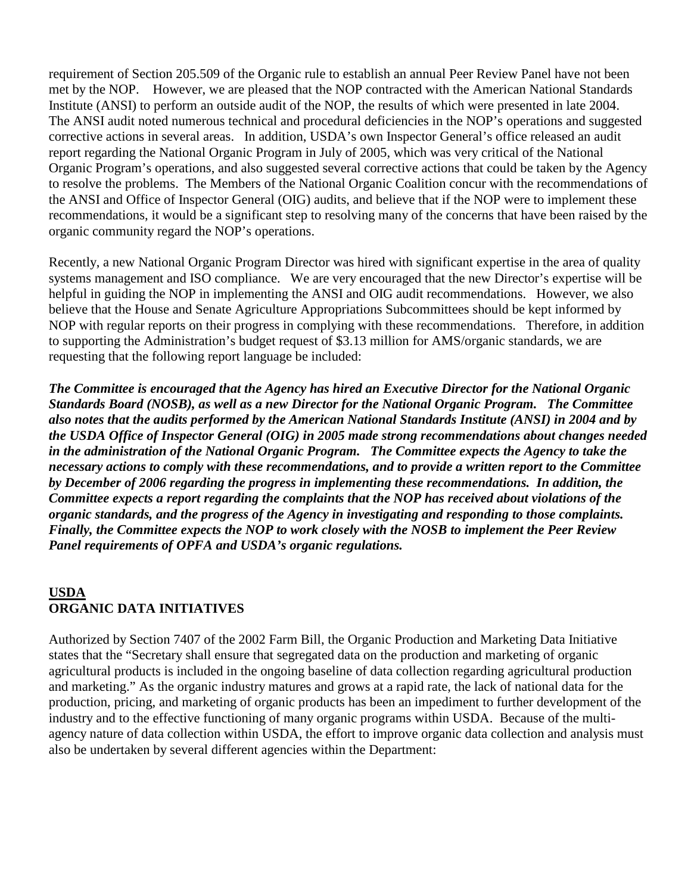requirement of Section 205.509 of the Organic rule to establish an annual Peer Review Panel have not been met by the NOP. However, we are pleased that the NOP contracted with the American National Standards Institute (ANSI) to perform an outside audit of the NOP, the results of which were presented in late 2004. The ANSI audit noted numerous technical and procedural deficiencies in the NOP's operations and suggested corrective actions in several areas. In addition, USDA's own Inspector General's office released an audit report regarding the National Organic Program in July of 2005, which was very critical of the National Organic Program's operations, and also suggested several corrective actions that could be taken by the Agency to resolve the problems. The Members of the National Organic Coalition concur with the recommendations of the ANSI and Office of Inspector General (OIG) audits, and believe that if the NOP were to implement these recommendations, it would be a significant step to resolving many of the concerns that have been raised by the organic community regard the NOP's operations.

Recently, a new National Organic Program Director was hired with significant expertise in the area of quality systems management and ISO compliance. We are very encouraged that the new Director's expertise will be helpful in guiding the NOP in implementing the ANSI and OIG audit recommendations. However, we also believe that the House and Senate Agriculture Appropriations Subcommittees should be kept informed by NOP with regular reports on their progress in complying with these recommendations. Therefore, in addition to supporting the Administration's budget request of $3.13 million for AMS/organic standards, we are requesting that the following report language be included:

***The Committee is encouraged that the Agency has hired an Executive Director for the National Organic Standards Board (NOSB), as well as a new Director for the National Organic Program. The Committee also notes that the audits performed by the American National Standards Institute (ANSI) in 2004 and by the USDA Office of Inspector General (OIG) in 2005 made strong recommendations about changes needed in the administration of the National Organic Program. The Committee expects the Agency to take the necessary actions to comply with these recommendations, and to provide a written report to the Committee by December of 2006 regarding the progress in implementing these recommendations. In addition, the Committee expects a report regarding the complaints that the NOP has received about violations of the organic standards, and the progress of the Agency in investigating and responding to those complaints. Finally, the Committee expects the NOP to work closely with the NOSB to implement the Peer Review Panel requirements of OPFA and USDA's organic regulations.***

## USDA
## ORGANIC DATA INITIATIVES

Authorized by Section 7407 of the 2002 Farm Bill, the Organic Production and Marketing Data Initiative states that the "Secretary shall ensure that segregated data on the production and marketing of organic agricultural products is included in the ongoing baseline of data collection regarding agricultural production and marketing." As the organic industry matures and grows at a rapid rate, the lack of national data for the production, pricing, and marketing of organic products has been an impediment to further development of the industry and to the effective functioning of many organic programs within USDA. Because of the multi-agency nature of data collection within USDA, the effort to improve organic data collection and analysis must also be undertaken by several different agencies within the Department: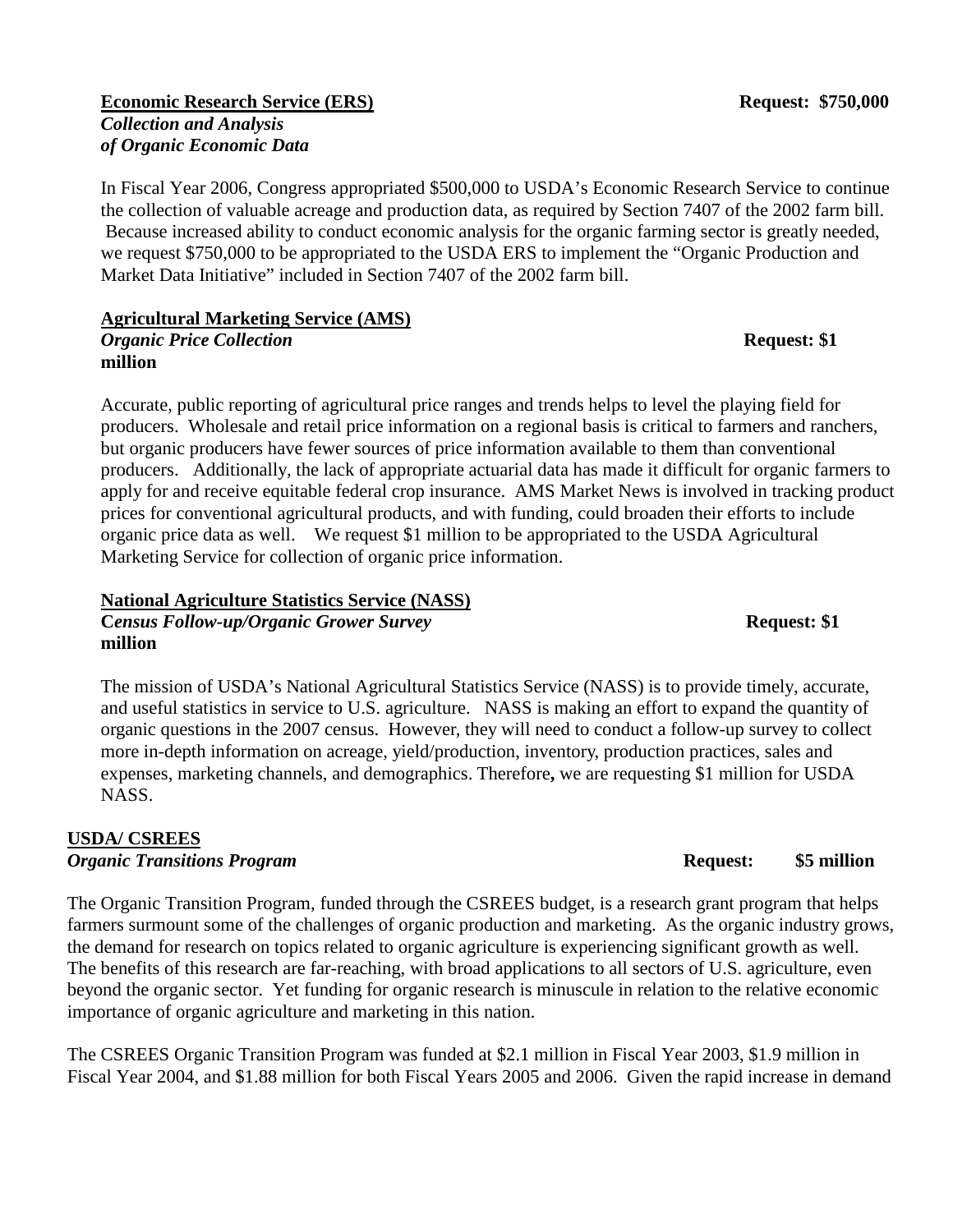**Economic Research Service (ERS)** **Request: $750,000**
***Collection and Analysis of Organic Economic Data***

In Fiscal Year 2006, Congress appropriated $500,000 to USDA's Economic Research Service to continue the collection of valuable acreage and production data, as required by Section 7407 of the 2002 farm bill. Because increased ability to conduct economic analysis for the organic farming sector is greatly needed, we request $750,000 to be appropriated to the USDA ERS to implement the "Organic Production and Market Data Initiative" included in Section 7407 of the 2002 farm bill.

**Agricultural Marketing Service (AMS)**
***Organic Price Collection*** **Request: $1 million**

Accurate, public reporting of agricultural price ranges and trends helps to level the playing field for producers. Wholesale and retail price information on a regional basis is critical to farmers and ranchers, but organic producers have fewer sources of price information available to them than conventional producers. Additionally, the lack of appropriate actuarial data has made it difficult for organic farmers to apply for and receive equitable federal crop insurance. AMS Market News is involved in tracking product prices for conventional agricultural products, and with funding, could broaden their efforts to include organic price data as well. We request $1 million to be appropriated to the USDA Agricultural Marketing Service for collection of organic price information.

**National Agriculture Statistics Service (NASS)**
***Census Follow-up/Organic Grower Survey*** **Request: $1 million**

The mission of USDA's National Agricultural Statistics Service (NASS) is to provide timely, accurate, and useful statistics in service to U.S. agriculture. NASS is making an effort to expand the quantity of organic questions in the 2007 census. However, they will need to conduct a follow-up survey to collect more in-depth information on acreage, yield/production, inventory, production practices, sales and expenses, marketing channels, and demographics. Therefore, we are requesting $1 million for USDA NASS.

**USDA/ CSREES**
***Organic Transitions Program*** **Request: $5 million**

The Organic Transition Program, funded through the CSREES budget, is a research grant program that helps farmers surmount some of the challenges of organic production and marketing. As the organic industry grows, the demand for research on topics related to organic agriculture is experiencing significant growth as well. The benefits of this research are far-reaching, with broad applications to all sectors of U.S. agriculture, even beyond the organic sector. Yet funding for organic research is minuscule in relation to the relative economic importance of organic agriculture and marketing in this nation.

The CSREES Organic Transition Program was funded at $2.1 million in Fiscal Year 2003, $1.9 million in Fiscal Year 2004, and $1.88 million for both Fiscal Years 2005 and 2006. Given the rapid increase in demand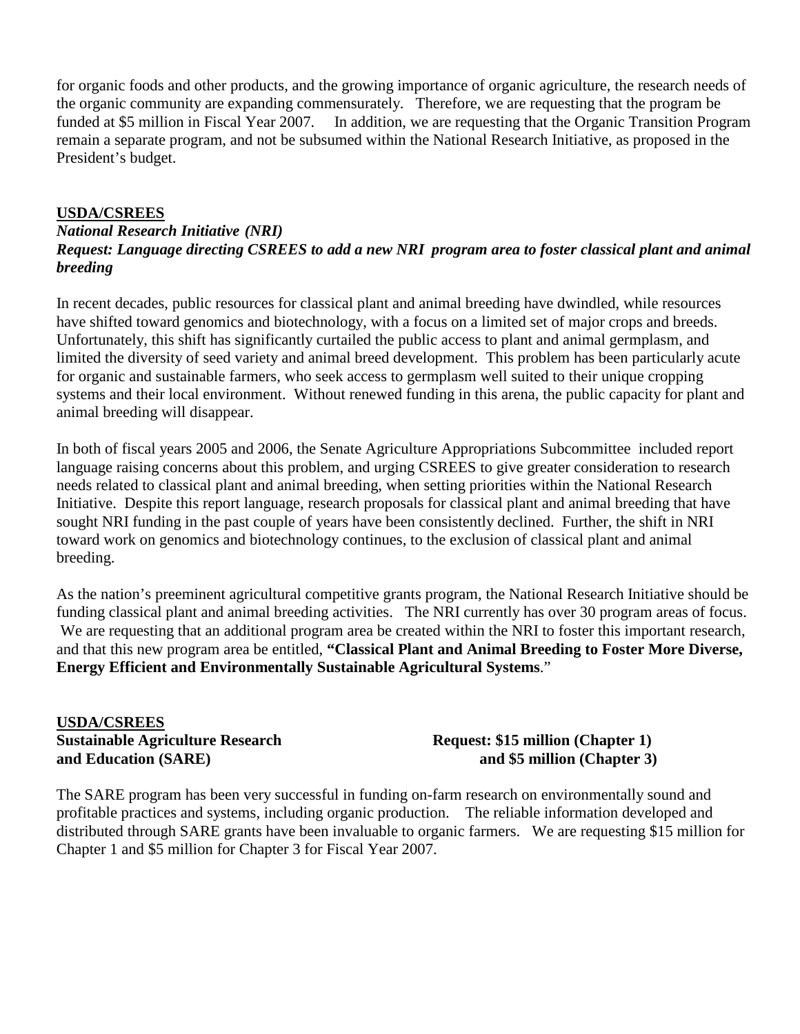for organic foods and other products, and the growing importance of organic agriculture, the research needs of the organic community are expanding commensurately. Therefore, we are requesting that the program be funded at $5 million in Fiscal Year 2007. In addition, we are requesting that the Organic Transition Program remain a separate program, and not be subsumed within the National Research Initiative, as proposed in the President's budget.

**USDA/CSREES**
***National Research Initiative (NRI)***
***Request: Language directing CSREES to add a new NRI program area to foster classical plant and animal breeding***

In recent decades, public resources for classical plant and animal breeding have dwindled, while resources have shifted toward genomics and biotechnology, with a focus on a limited set of major crops and breeds. Unfortunately, this shift has significantly curtailed the public access to plant and animal germplasm, and limited the diversity of seed variety and animal breed development. This problem has been particularly acute for organic and sustainable farmers, who seek access to germplasm well suited to their unique cropping systems and their local environment. Without renewed funding in this arena, the public capacity for plant and animal breeding will disappear.

In both of fiscal years 2005 and 2006, the Senate Agriculture Appropriations Subcommittee included report language raising concerns about this problem, and urging CSREES to give greater consideration to research needs related to classical plant and animal breeding, when setting priorities within the National Research Initiative. Despite this report language, research proposals for classical plant and animal breeding that have sought NRI funding in the past couple of years have been consistently declined. Further, the shift in NRI toward work on genomics and biotechnology continues, to the exclusion of classical plant and animal breeding.

As the nation's preeminent agricultural competitive grants program, the National Research Initiative should be funding classical plant and animal breeding activities. The NRI currently has over 30 program areas of focus. We are requesting that an additional program area be created within the NRI to foster this important research, and that this new program area be entitled, **"Classical Plant and Animal Breeding to Foster More Diverse, Energy Efficient and Environmentally Sustainable Agricultural Systems**."

**USDA/CSREES**
**Sustainable Agriculture Research and Education (SARE)**

**Request: $15 million (Chapter 1) and $5 million (Chapter 3)**

The SARE program has been very successful in funding on-farm research on environmentally sound and profitable practices and systems, including organic production. The reliable information developed and distributed through SARE grants have been invaluable to organic farmers. We are requesting $15 million for Chapter 1 and $5 million for Chapter 3 for Fiscal Year 2007.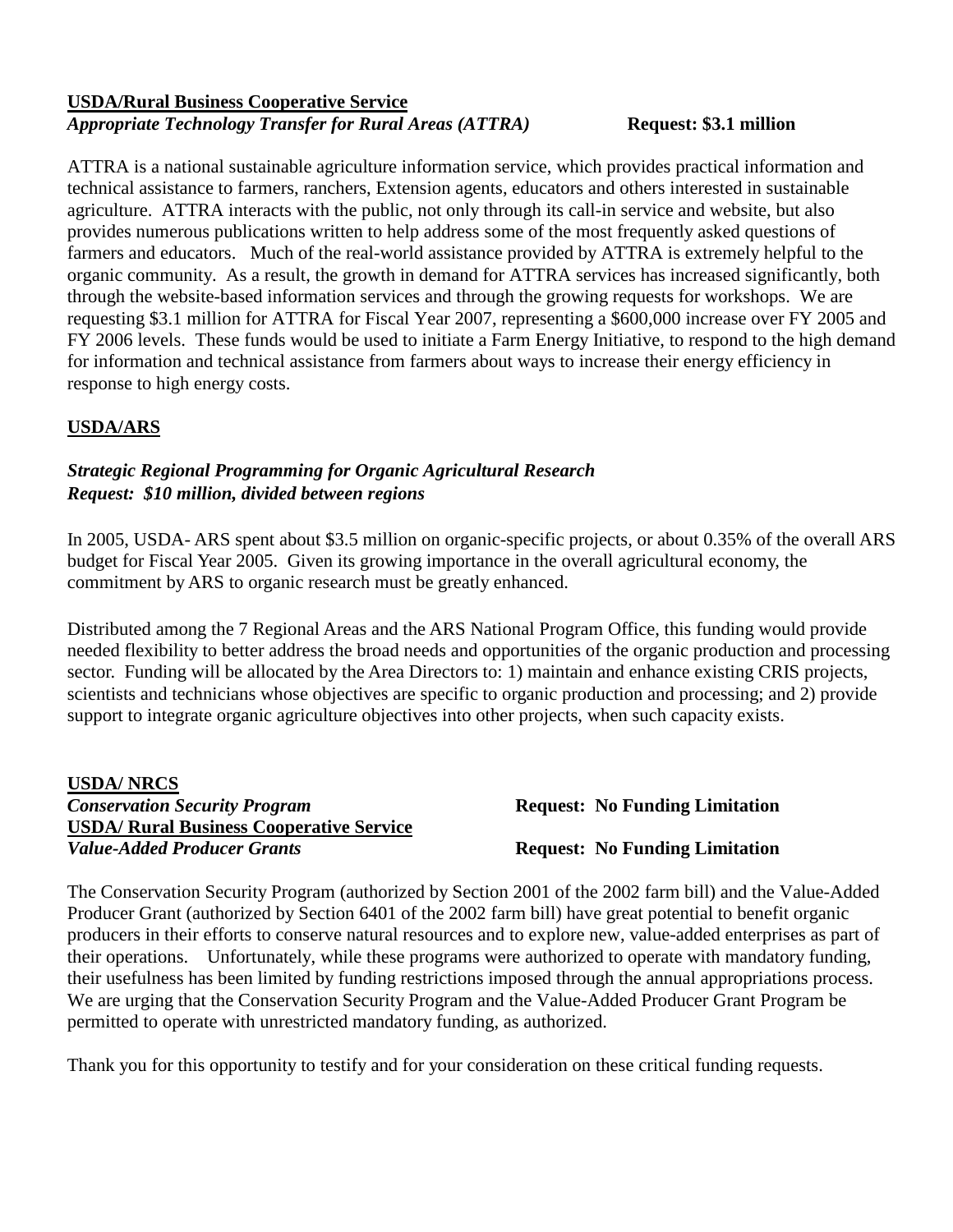**<u>USDA/Rural Business Cooperative Service</u>**
***Appropriate Technology Transfer for Rural Areas (ATTRA)*** **Request: $3.1 million**

ATTRA is a national sustainable agriculture information service, which provides practical information and technical assistance to farmers, ranchers, Extension agents, educators and others interested in sustainable agriculture. ATTRA interacts with the public, not only through its call-in service and website, but also provides numerous publications written to help address some of the most frequently asked questions of farmers and educators. Much of the real-world assistance provided by ATTRA is extremely helpful to the organic community. As a result, the growth in demand for ATTRA services has increased significantly, both through the website-based information services and through the growing requests for workshops. We are requesting $3.1 million for ATTRA for Fiscal Year 2007, representing a $600,000 increase over FY 2005 and FY 2006 levels. These funds would be used to initiate a Farm Energy Initiative, to respond to the high demand for information and technical assistance from farmers about ways to increase their energy efficiency in response to high energy costs.

**<u>USDA/ARS</u>**

***Strategic Regional Programming for Organic Agricultural Research***
***Request: $10 million, divided between regions***

In 2005, USDA- ARS spent about $3.5 million on organic-specific projects, or about 0.35% of the overall ARS budget for Fiscal Year 2005. Given its growing importance in the overall agricultural economy, the commitment by ARS to organic research must be greatly enhanced.

Distributed among the 7 Regional Areas and the ARS National Program Office, this funding would provide needed flexibility to better address the broad needs and opportunities of the organic production and processing sector. Funding will be allocated by the Area Directors to: 1) maintain and enhance existing CRIS projects, scientists and technicians whose objectives are specific to organic production and processing; and 2) provide support to integrate organic agriculture objectives into other projects, when such capacity exists.

**<u>USDA/ NRCS</u>**
***Conservation Security Program*** **Request: No Funding Limitation**
**<u>USDA/ Rural Business Cooperative Service</u>**
***Value-Added Producer Grants*** **Request: No Funding Limitation**

The Conservation Security Program (authorized by Section 2001 of the 2002 farm bill) and the Value-Added Producer Grant (authorized by Section 6401 of the 2002 farm bill) have great potential to benefit organic producers in their efforts to conserve natural resources and to explore new, value-added enterprises as part of their operations. Unfortunately, while these programs were authorized to operate with mandatory funding, their usefulness has been limited by funding restrictions imposed through the annual appropriations process. We are urging that the Conservation Security Program and the Value-Added Producer Grant Program be permitted to operate with unrestricted mandatory funding, as authorized.

Thank you for this opportunity to testify and for your consideration on these critical funding requests.